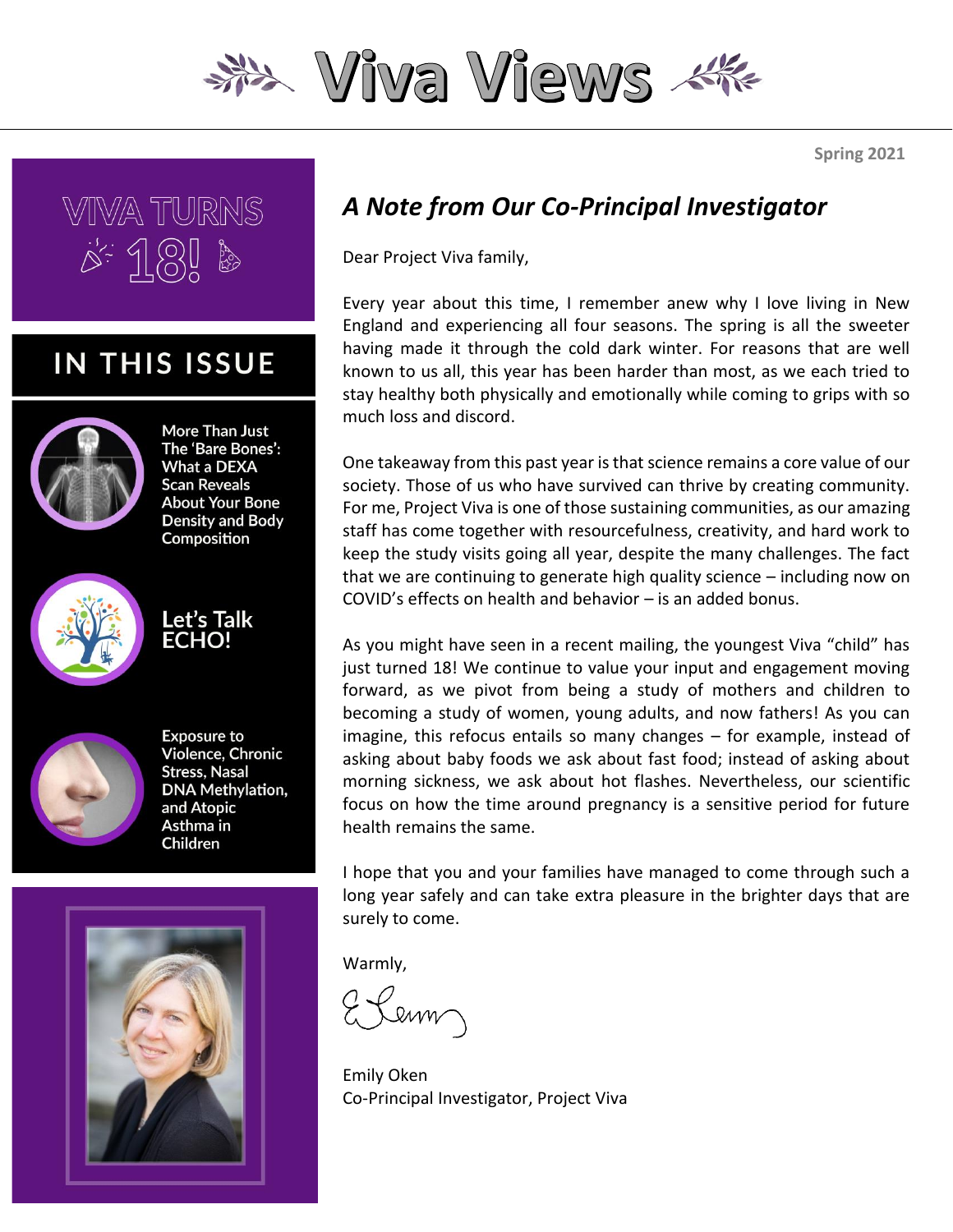# Viva Views

Spring 2021

VIVA TURNS 18!

## IN THIS ISSUE

More Than Just The 'Bare Bones': What a DEXA Scan Reveals About Your Bone Density and Body Composition

Let's Talk ECHO!

Exposure to Violence, Chronic Stress, Nasal DNA Methylation, and Atopic Asthma in Children

## *A Note from Our Co-Principal Investigator*

Dear Project Viva family,

Every year about this time, I remember anew why I love living in New England and experiencing all four seasons. The spring is all the sweeter having made it through the cold dark winter. For reasons that are well known to us all, this year has been harder than most, as we each tried to stay healthy both physically and emotionally while coming to grips with so much loss and discord.

One takeaway from this past year is that science remains a core value of our society. Those of us who have survived can thrive by creating community. For me, Project Viva is one of those sustaining communities, as our amazing staff has come together with resourcefulness, creativity, and hard work to keep the study visits going all year, despite the many challenges. The fact that we are continuing to generate high quality science – including now on COVID's effects on health and behavior – is an added bonus.

As you might have seen in a recent mailing, the youngest Viva "child" has just turned 18! We continue to value your input and engagement moving forward, as we pivot from being a study of mothers and children to becoming a study of women, young adults, and now fathers! As you can imagine, this refocus entails so many changes – for example, instead of asking about baby foods we ask about fast food; instead of asking about morning sickness, we ask about hot flashes. Nevertheless, our scientific focus on how the time around pregnancy is a sensitive period for future health remains the same.

I hope that you and your families have managed to come through such a long year safely and can take extra pleasure in the brighter days that are surely to come.

Warmly,

Emily Oken
Co-Principal Investigator, Project Viva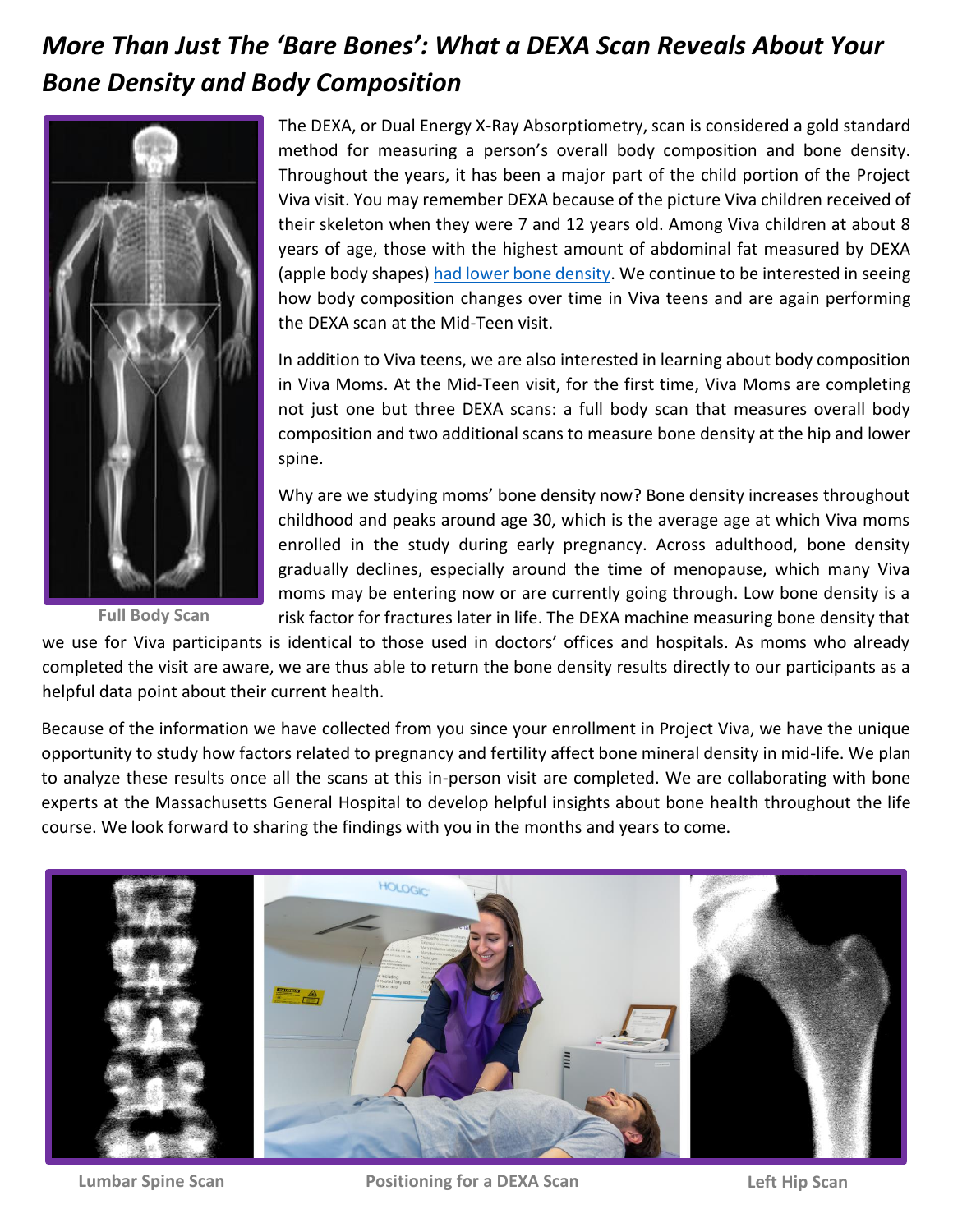# *More Than Just The 'Bare Bones': What a DEXA Scan Reveals About Your Bone Density and Body Composition*

The DEXA, or Dual Energy X-Ray Absorptiometry, scan is considered a gold standard method for measuring a person's overall body composition and bone density. Throughout the years, it has been a major part of the child portion of the Project Viva visit. You may remember DEXA because of the picture Viva children received of their skeleton when they were 7 and 12 years old. Among Viva children at about 8 years of age, those with the highest amount of abdominal fat measured by DEXA (apple body shapes) had lower bone density. We continue to be interested in seeing how body composition changes over time in Viva teens and are again performing the DEXA scan at the Mid-Teen visit.

Full Body Scan

In addition to Viva teens, we are also interested in learning about body composition in Viva Moms. At the Mid-Teen visit, for the first time, Viva Moms are completing not just one but three DEXA scans: a full body scan that measures overall body composition and two additional scans to measure bone density at the hip and lower spine.

Why are we studying moms' bone density now? Bone density increases throughout childhood and peaks around age 30, which is the average age at which Viva moms enrolled in the study during early pregnancy. Across adulthood, bone density gradually declines, especially around the time of menopause, which many Viva moms may be entering now or are currently going through. Low bone density is a risk factor for fractures later in life. The DEXA machine measuring bone density that we use for Viva participants is identical to those used in doctors' offices and hospitals. As moms who already completed the visit are aware, we are thus able to return the bone density results directly to our participants as a helpful data point about their current health.

Because of the information we have collected from you since your enrollment in Project Viva, we have the unique opportunity to study how factors related to pregnancy and fertility affect bone mineral density in mid-life. We plan to analyze these results once all the scans at this in-person visit are completed. We are collaborating with bone experts at the Massachusetts General Hospital to develop helpful insights about bone health throughout the life course. We look forward to sharing the findings with you in the months and years to come.

Lumbar Spine Scan

Positioning for a DEXA Scan

Left Hip Scan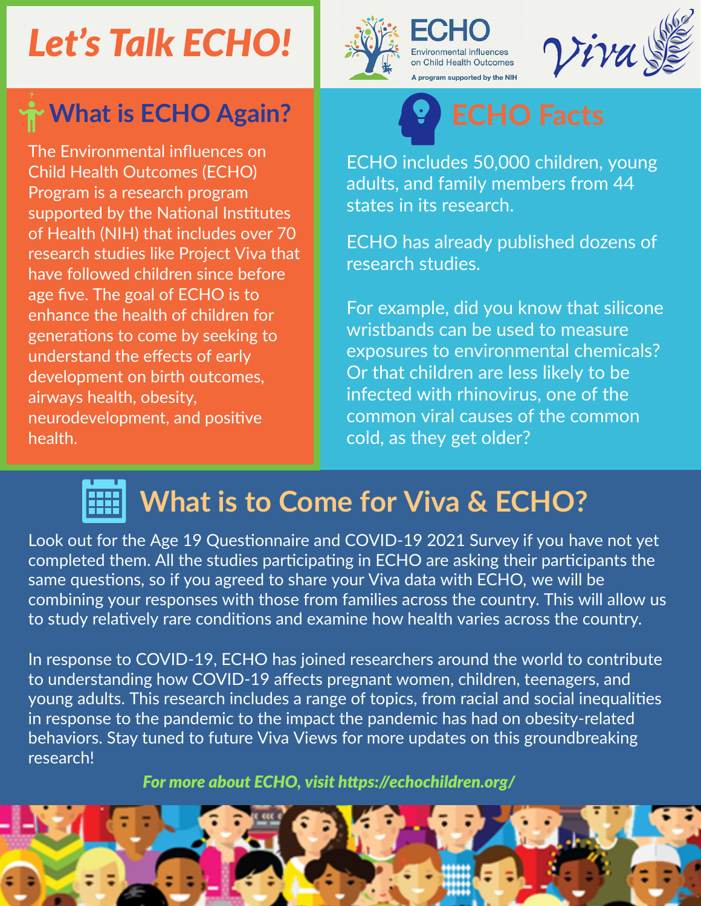# Let's Talk ECHO!

ECHO Environmental influences on Child Health Outcomes

A program supported by the NIH

Viva

## What is ECHO Again?

The Environmental influences on Child Health Outcomes (ECHO) Program is a research program supported by the National Institutes of Health (NIH) that includes over 70 research studies like Project Viva that have followed children since before age five. The goal of ECHO is to enhance the health of children for generations to come by seeking to understand the effects of early development on birth outcomes, airways health, obesity, neurodevelopment, and positive health.

## ECHO Facts

ECHO includes 50,000 children, young adults, and family members from 44 states in its research.

ECHO has already published dozens of research studies.

For example, did you know that silicone wristbands can be used to measure exposures to environmental chemicals? Or that children are less likely to be infected with rhinovirus, one of the common viral causes of the common cold, as they get older?

## What is to Come for Viva & ECHO?

Look out for the Age 19 Questionnaire and COVID-19 2021 Survey if you have not yet completed them. All the studies participating in ECHO are asking their participants the same questions, so if you agreed to share your Viva data with ECHO, we will be combining your responses with those from families across the country. This will allow us to study relatively rare conditions and examine how health varies across the country.

In response to COVID-19, ECHO has joined researchers around the world to contribute to understanding how COVID-19 affects pregnant women, children, teenagers, and young adults. This research includes a range of topics, from racial and social inequalities in response to the pandemic to the impact the pandemic has had on obesity-related behaviors. Stay tuned to future Viva Views for more updates on this groundbreaking research!

***For more about ECHO, visit https://echochildren.org/***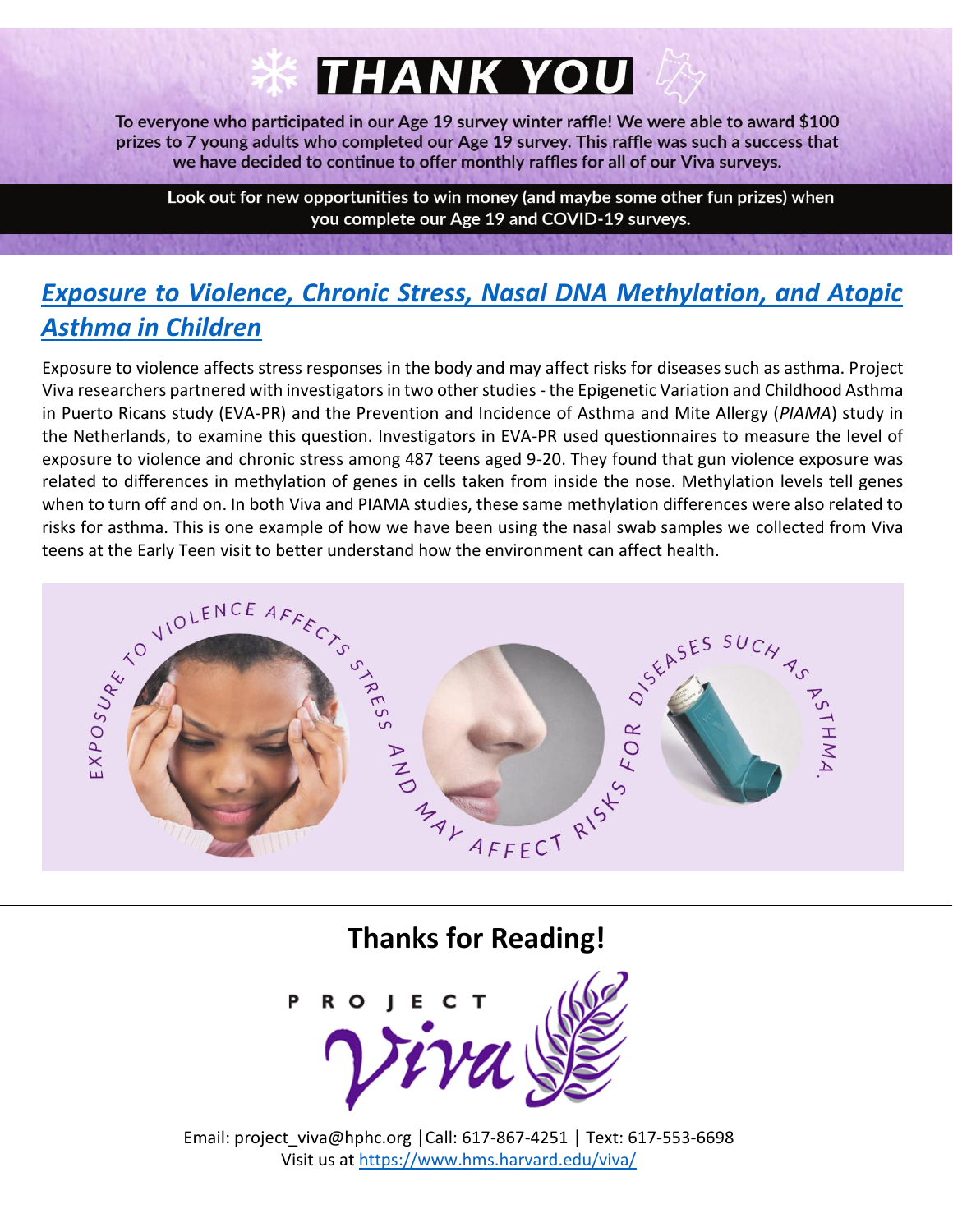# THANK YOU

**To everyone who participated in our Age 19 survey winter raffle! We were able to award $100 prizes to 7 young adults who completed our Age 19 survey. This raffle was such a success that we have decided to continue to offer monthly raffles for all of our Viva surveys.**

**Look out for new opportunities to win money (and maybe some other fun prizes) when you complete our Age 19 and COVID-19 surveys.**

## *Exposure to Violence, Chronic Stress, Nasal DNA Methylation, and Atopic Asthma in Children*

Exposure to violence affects stress responses in the body and may affect risks for diseases such as asthma. Project Viva researchers partnered with investigators in two other studies - the Epigenetic Variation and Childhood Asthma in Puerto Ricans study (EVA-PR) and the Prevention and Incidence of Asthma and Mite Allergy (*PIAMA*) study in the Netherlands, to examine this question. Investigators in EVA-PR used questionnaires to measure the level of exposure to violence and chronic stress among 487 teens aged 9-20. They found that gun violence exposure was related to differences in methylation of genes in cells taken from inside the nose. Methylation levels tell genes when to turn off and on. In both Viva and PIAMA studies, these same methylation differences were also related to risks for asthma. This is one example of how we have been using the nasal swab samples we collected from Viva teens at the Early Teen visit to better understand how the environment can affect health.

EXPOSURE TO VIOLENCE AFFECTS STRESS AND MAY AFFECT RISKS FOR DISEASES SUCH AS ASTHMA.

## Thanks for Reading!

PROJECT Viva

Email: project_viva@hphc.org | Call: 617-867-4251 | Text: 617-553-6698
Visit us at https://www.hms.harvard.edu/viva/